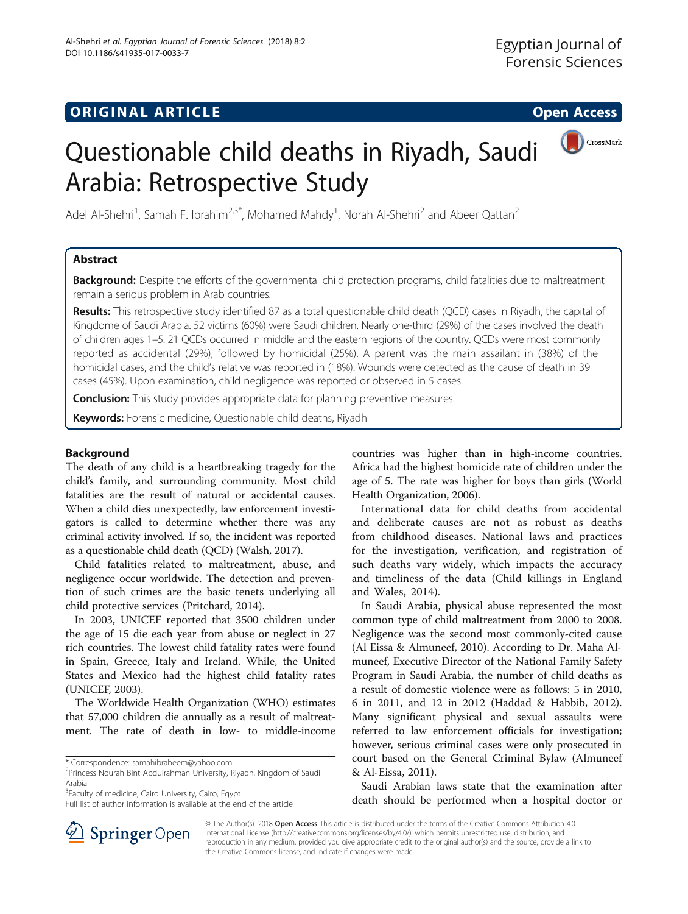**ORIGINAL ARTICLE** **Open Access**

# Questionable child deaths in Riyadh, Saudi Arabia: Retrospective Study

Adel Al-Shehri[1], Samah F. Ibrahim[2,3*], Mohamed Mahdy[1], Norah Al-Shehri[2] and Abeer Qattan[2]

## Abstract

**Background:** Despite the efforts of the governmental child protection programs, child fatalities due to maltreatment remain a serious problem in Arab countries.

**Results:** This retrospective study identified 87 as a total questionable child death (QCD) cases in Riyadh, the capital of Kingdome of Saudi Arabia. 52 victims (60%) were Saudi children. Nearly one-third (29%) of the cases involved the death of children ages 1–5. 21 QCDs occurred in middle and the eastern regions of the country. QCDs were most commonly reported as accidental (29%), followed by homicidal (25%). A parent was the main assailant in (38%) of the homicidal cases, and the child's relative was reported in (18%). Wounds were detected as the cause of death in 39 cases (45%). Upon examination, child negligence was reported or observed in 5 cases.

**Conclusion:** This study provides appropriate data for planning preventive measures.

**Keywords:** Forensic medicine, Questionable child deaths, Riyadh

## Background

The death of any child is a heartbreaking tragedy for the child's family, and surrounding community. Most child fatalities are the result of natural or accidental causes. When a child dies unexpectedly, law enforcement investigators is called to determine whether there was any criminal activity involved. If so, the incident was reported as a questionable child death (QCD) (Walsh, 2017).

Child fatalities related to maltreatment, abuse, and negligence occur worldwide. The detection and prevention of such crimes are the basic tenets underlying all child protective services (Pritchard, 2014).

In 2003, UNICEF reported that 3500 children under the age of 15 die each year from abuse or neglect in 27 rich countries. The lowest child fatality rates were found in Spain, Greece, Italy and Ireland. While, the United States and Mexico had the highest child fatality rates (UNICEF, 2003).

The Worldwide Health Organization (WHO) estimates that 57,000 children die annually as a result of maltreatment. The rate of death in low- to middle-income countries was higher than in high-income countries. Africa had the highest homicide rate of children under the age of 5. The rate was higher for boys than girls (World Health Organization, 2006).

International data for child deaths from accidental and deliberate causes are not as robust as deaths from childhood diseases. National laws and practices for the investigation, verification, and registration of such deaths vary widely, which impacts the accuracy and timeliness of the data (Child killings in England and Wales, 2014).

In Saudi Arabia, physical abuse represented the most common type of child maltreatment from 2000 to 2008. Negligence was the second most commonly-cited cause (Al Eissa & Almuneef, 2010). According to Dr. Maha Almuneef, Executive Director of the National Family Safety Program in Saudi Arabia, the number of child deaths as a result of domestic violence were as follows: 5 in 2010, 6 in 2011, and 12 in 2012 (Haddad & Habbib, 2012). Many significant physical and sexual assaults were referred to law enforcement officials for investigation; however, serious criminal cases were only prosecuted in court based on the General Criminal Bylaw (Almuneef & Al-Eissa, 2011).

Saudi Arabian laws state that the examination after death should be performed when a hospital doctor or

---

\* Correspondence: samahibraheem@yahoo.com
[2]Princess Nourah Bint Abdulrahman University, Riyadh, Kingdom of Saudi Arabia
[3]Faculty of medicine, Cairo University, Cairo, Egypt
Full list of author information is available at the end of the article

© The Author(s). 2018 **Open Access** This article is distributed under the terms of the Creative Commons Attribution 4.0 International License (http://creativecommons.org/licenses/by/4.0/), which permits unrestricted use, distribution, and reproduction in any medium, provided you give appropriate credit to the original author(s) and the source, provide a link to the Creative Commons license, and indicate if changes were made.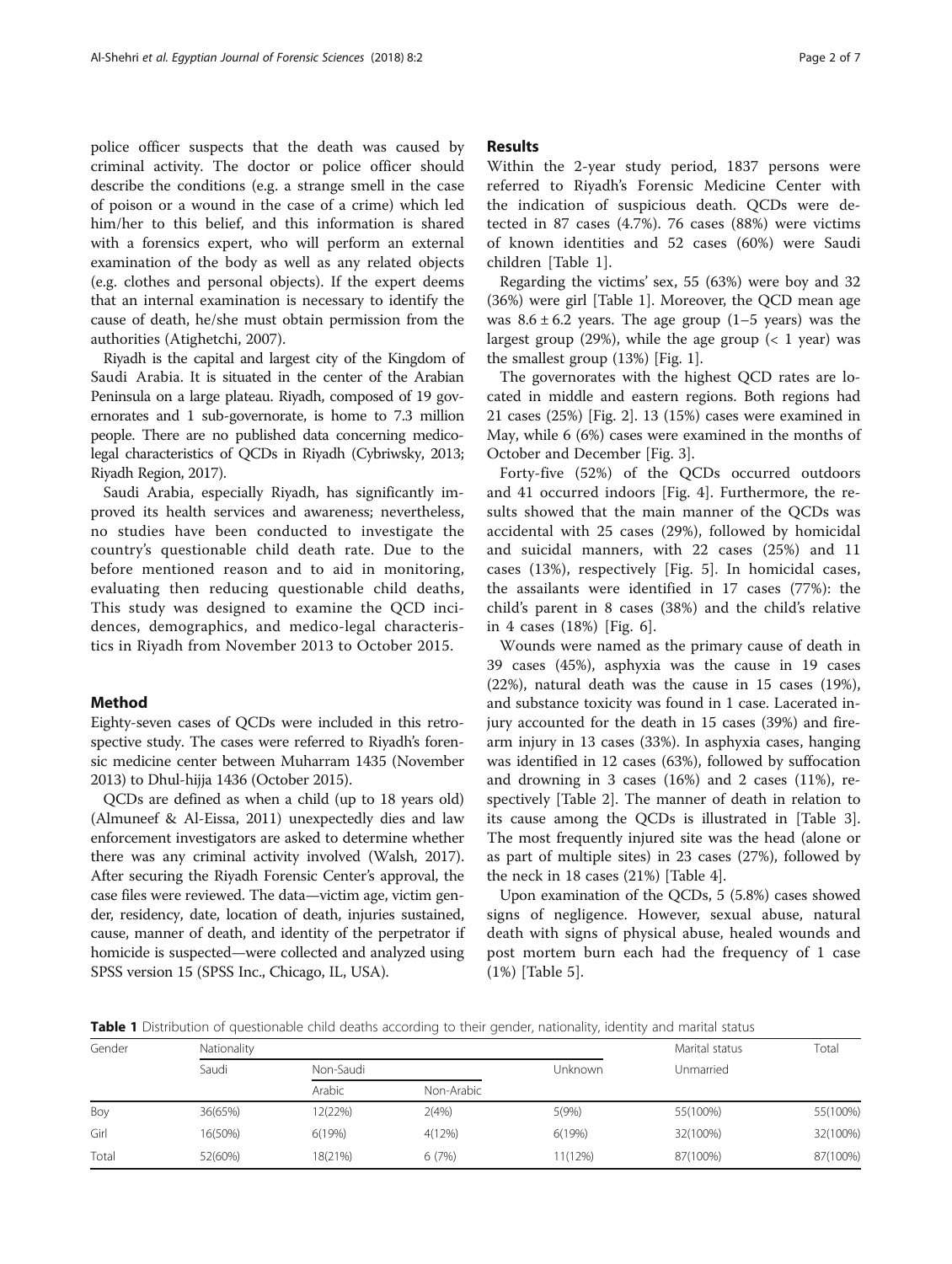police officer suspects that the death was caused by criminal activity. The doctor or police officer should describe the conditions (e.g. a strange smell in the case of poison or a wound in the case of a crime) which led him/her to this belief, and this information is shared with a forensics expert, who will perform an external examination of the body as well as any related objects (e.g. clothes and personal objects). If the expert deems that an internal examination is necessary to identify the cause of death, he/she must obtain permission from the authorities (Atighetchi, 2007).

Riyadh is the capital and largest city of the Kingdom of Saudi Arabia. It is situated in the center of the Arabian Peninsula on a large plateau. Riyadh, composed of 19 governorates and 1 sub-governorate, is home to 7.3 million people. There are no published data concerning medicolegal characteristics of QCDs in Riyadh (Cybriwsky, 2013; Riyadh Region, 2017).

Saudi Arabia, especially Riyadh, has significantly improved its health services and awareness; nevertheless, no studies have been conducted to investigate the country's questionable child death rate. Due to the before mentioned reason and to aid in monitoring, evaluating then reducing questionable child deaths, This study was designed to examine the QCD incidences, demographics, and medico-legal characteristics in Riyadh from November 2013 to October 2015.

## Method

Eighty-seven cases of QCDs were included in this retrospective study. The cases were referred to Riyadh's forensic medicine center between Muharram 1435 (November 2013) to Dhul-hijja 1436 (October 2015).

QCDs are defined as when a child (up to 18 years old) (Almuneef & Al-Eissa, 2011) unexpectedly dies and law enforcement investigators are asked to determine whether there was any criminal activity involved (Walsh, 2017). After securing the Riyadh Forensic Center's approval, the case files were reviewed. The data—victim age, victim gender, residency, date, location of death, injuries sustained, cause, manner of death, and identity of the perpetrator if homicide is suspected—were collected and analyzed using SPSS version 15 (SPSS Inc., Chicago, IL, USA).

## Results

Within the 2-year study period, 1837 persons were referred to Riyadh's Forensic Medicine Center with the indication of suspicious death. QCDs were detected in 87 cases (4.7%). 76 cases (88%) were victims of known identities and 52 cases (60%) were Saudi children [Table 1].

Regarding the victims' sex, 55 (63%) were boy and 32 (36%) were girl [Table 1]. Moreover, the QCD mean age was $8.6 \pm 6.2$ years. The age group (1–5 years) was the largest group (29%), while the age group (< 1 year) was the smallest group (13%) [Fig. 1].

The governorates with the highest QCD rates are located in middle and eastern regions. Both regions had 21 cases (25%) [Fig. 2]. 13 (15%) cases were examined in May, while 6 (6%) cases were examined in the months of October and December [Fig. 3].

Forty-five (52%) of the QCDs occurred outdoors and 41 occurred indoors [Fig. 4]. Furthermore, the results showed that the main manner of the QCDs was accidental with 25 cases (29%), followed by homicidal and suicidal manners, with 22 cases (25%) and 11 cases (13%), respectively [Fig. 5]. In homicidal cases, the assailants were identified in 17 cases (77%): the child's parent in 8 cases (38%) and the child's relative in 4 cases (18%) [Fig. 6].

Wounds were named as the primary cause of death in 39 cases (45%), asphyxia was the cause in 19 cases (22%), natural death was the cause in 15 cases (19%), and substance toxicity was found in 1 case. Lacerated injury accounted for the death in 15 cases (39%) and firearm injury in 13 cases (33%). In asphyxia cases, hanging was identified in 12 cases (63%), followed by suffocation and drowning in 3 cases (16%) and 2 cases (11%), respectively [Table 2]. The manner of death in relation to its cause among the QCDs is illustrated in [Table 3]. The most frequently injured site was the head (alone or as part of multiple sites) in 23 cases (27%), followed by the neck in 18 cases (21%) [Table 4].

Upon examination of the QCDs, 5 (5.8%) cases showed signs of negligence. However, sexual abuse, natural death with signs of physical abuse, healed wounds and post mortem burn each had the frequency of 1 case (1%) [Table 5].

**Table 1** Distribution of questionable child deaths according to their gender, nationality, identity and marital status

| Gender | Nationality | | | | Marital status | Total |
|---|---|---|---|---|---|---|
| | Saudi | Non-Saudi | | Unknown | Unmarried | |
| | | Arabic | Non-Arabic | | | |
| Boy | 36(65%) | 12(22%) | 2(4%) | 5(9%) | 55(100%) | 55(100%) |
| Girl | 16(50%) | 6(19%) | 4(12%) | 6(19%) | 32(100%) | 32(100%) |
| Total | 52(60%) | 18(21%) | 6 (7%) | 11(12%) | 87(100%) | 87(100%) |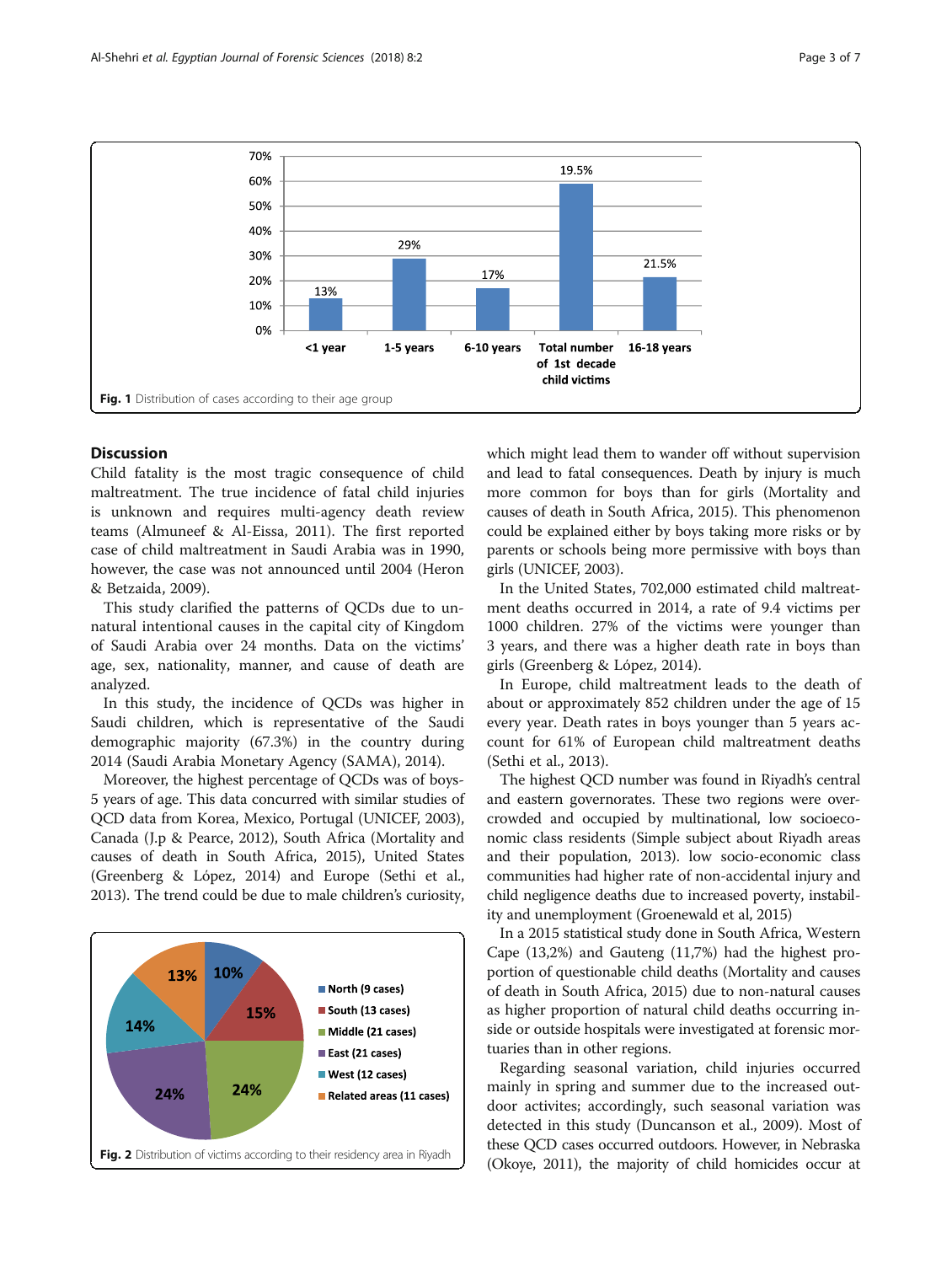Fig. 1 Distribution of cases according to their age group

## Discussion

Child fatality is the most tragic consequence of child maltreatment. The true incidence of fatal child injuries is unknown and requires multi-agency death review teams (Almuneef & Al-Eissa, 2011). The first reported case of child maltreatment in Saudi Arabia was in 1990, however, the case was not announced until 2004 (Heron & Betzaida, 2009).

This study clarified the patterns of QCDs due to unnatural intentional causes in the capital city of Kingdom of Saudi Arabia over 24 months. Data on the victims' age, sex, nationality, manner, and cause of death are analyzed.

In this study, the incidence of QCDs was higher in Saudi children, which is representative of the Saudi demographic majority (67.3%) in the country during 2014 (Saudi Arabia Monetary Agency (SAMA), 2014).

Moreover, the highest percentage of QCDs was of boys-5 years of age. This data concurred with similar studies of QCD data from Korea, Mexico, Portugal (UNICEF, 2003), Canada (J.p & Pearce, 2012), South Africa (Mortality and causes of death in South Africa, 2015), United States (Greenberg & López, 2014) and Europe (Sethi et al., 2013). The trend could be due to male children's curiosity, which might lead them to wander off without supervision and lead to fatal consequences. Death by injury is much more common for boys than for girls (Mortality and causes of death in South Africa, 2015). This phenomenon could be explained either by boys taking more risks or by parents or schools being more permissive with boys than girls (UNICEF, 2003).

In the United States, 702,000 estimated child maltreatment deaths occurred in 2014, a rate of 9.4 victims per 1000 children. 27% of the victims were younger than 3 years, and there was a higher death rate in boys than girls (Greenberg & López, 2014).

In Europe, child maltreatment leads to the death of about or approximately 852 children under the age of 15 every year. Death rates in boys younger than 5 years account for 61% of European child maltreatment deaths (Sethi et al., 2013).

The highest QCD number was found in Riyadh's central and eastern governorates. These two regions were overcrowded and occupied by multinational, low socioeconomic class residents (Simple subject about Riyadh areas and their population, 2013). low socio-economic class communities had higher rate of non-accidental injury and child negligence deaths due to increased poverty, instability and unemployment (Groenewald et al, 2015)

In a 2015 statistical study done in South Africa, Western Cape (13,2%) and Gauteng (11,7%) had the highest proportion of questionable child deaths (Mortality and causes of death in South Africa, 2015) due to non-natural causes as higher proportion of natural child deaths occurring inside or outside hospitals were investigated at forensic mortuaries than in other regions.

Regarding seasonal variation, child injuries occurred mainly in spring and summer due to the increased outdoor activites; accordingly, such seasonal variation was detected in this study (Duncanson et al., 2009). Most of these QCD cases occurred outdoors. However, in Nebraska (Okoye, 2011), the majority of child homicides occur at

Fig. 2 Distribution of victims according to their residency area in Riyadh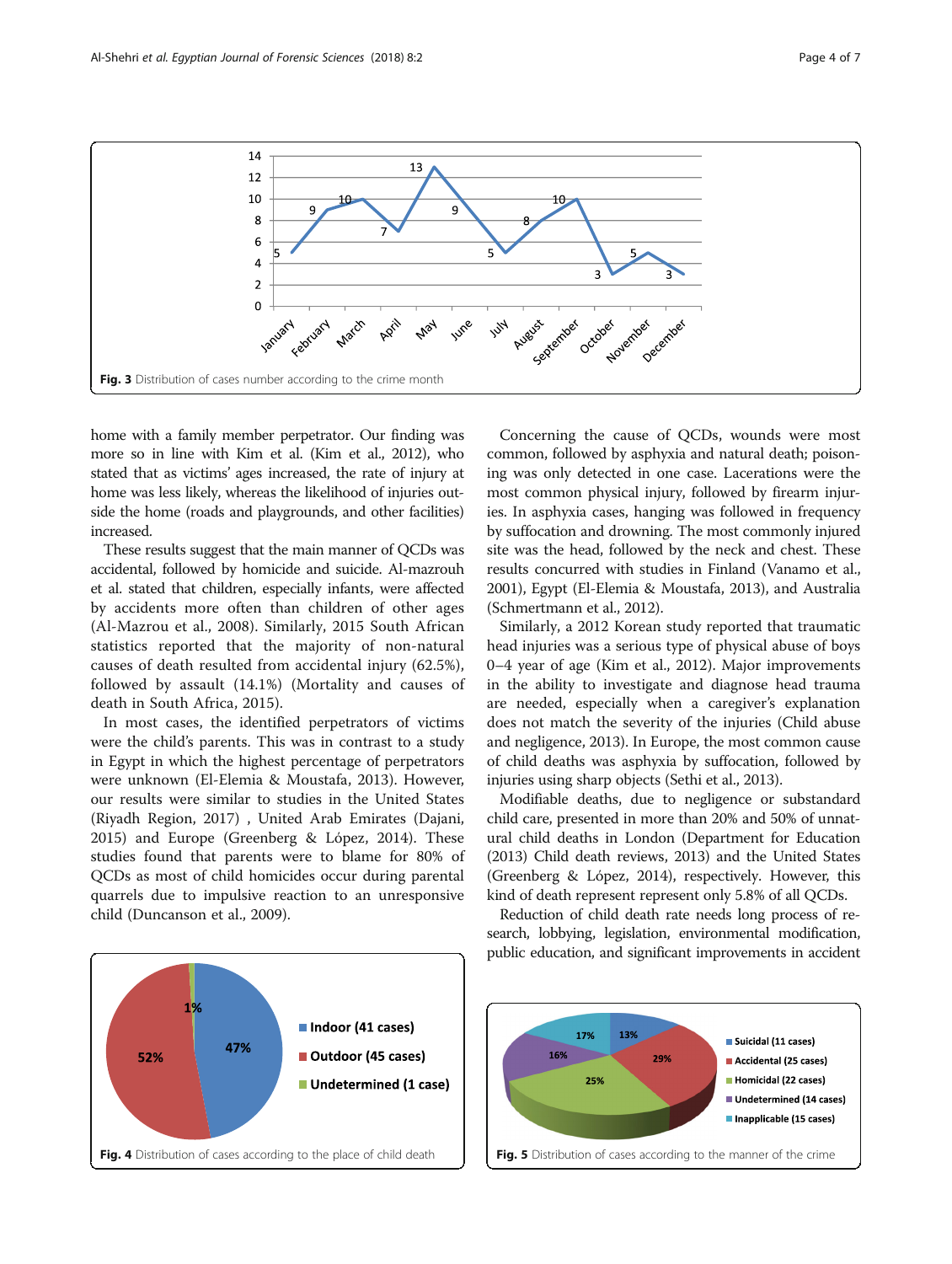Fig. 3 Distribution of cases number according to the crime month

home with a family member perpetrator. Our finding was more so in line with Kim et al. (Kim et al., 2012), who stated that as victims' ages increased, the rate of injury at home was less likely, whereas the likelihood of injuries outside the home (roads and playgrounds, and other facilities) increased.

These results suggest that the main manner of QCDs was accidental, followed by homicide and suicide. Al-mazrouh et al. stated that children, especially infants, were affected by accidents more often than children of other ages (Al-Mazrou et al., 2008). Similarly, 2015 South African statistics reported that the majority of non-natural causes of death resulted from accidental injury (62.5%), followed by assault (14.1%) (Mortality and causes of death in South Africa, 2015).

In most cases, the identified perpetrators of victims were the child's parents. This was in contrast to a study in Egypt in which the highest percentage of perpetrators were unknown (El-Elemia & Moustafa, 2013). However, our results were similar to studies in the United States (Riyadh Region, 2017) , United Arab Emirates (Dajani, 2015) and Europe (Greenberg & López, 2014). These studies found that parents were to blame for 80% of QCDs as most of child homicides occur during parental quarrels due to impulsive reaction to an unresponsive child (Duncanson et al., 2009).

Concerning the cause of QCDs, wounds were most common, followed by asphyxia and natural death; poisoning was only detected in one case. Lacerations were the most common physical injury, followed by firearm injuries. In asphyxia cases, hanging was followed in frequency by suffocation and drowning. The most commonly injured site was the head, followed by the neck and chest. These results concurred with studies in Finland (Vanamo et al., 2001), Egypt (El-Elemia & Moustafa, 2013), and Australia (Schmertmann et al., 2012).

Similarly, a 2012 Korean study reported that traumatic head injuries was a serious type of physical abuse of boys 0–4 year of age (Kim et al., 2012). Major improvements in the ability to investigate and diagnose head trauma are needed, especially when a caregiver's explanation does not match the severity of the injuries (Child abuse and negligence, 2013). In Europe, the most common cause of child deaths was asphyxia by suffocation, followed by injuries using sharp objects (Sethi et al., 2013).

Modifiable deaths, due to negligence or substandard child care, presented in more than 20% and 50% of unnatural child deaths in London (Department for Education (2013) Child death reviews, 2013) and the United States (Greenberg & López, 2014), respectively. However, this kind of death represent represent only 5.8% of all QCDs.

Reduction of child death rate needs long process of research, lobbying, legislation, environmental modification, public education, and significant improvements in accident

Fig. 4 Distribution of cases according to the place of child death

Fig. 5 Distribution of cases according to the manner of the crime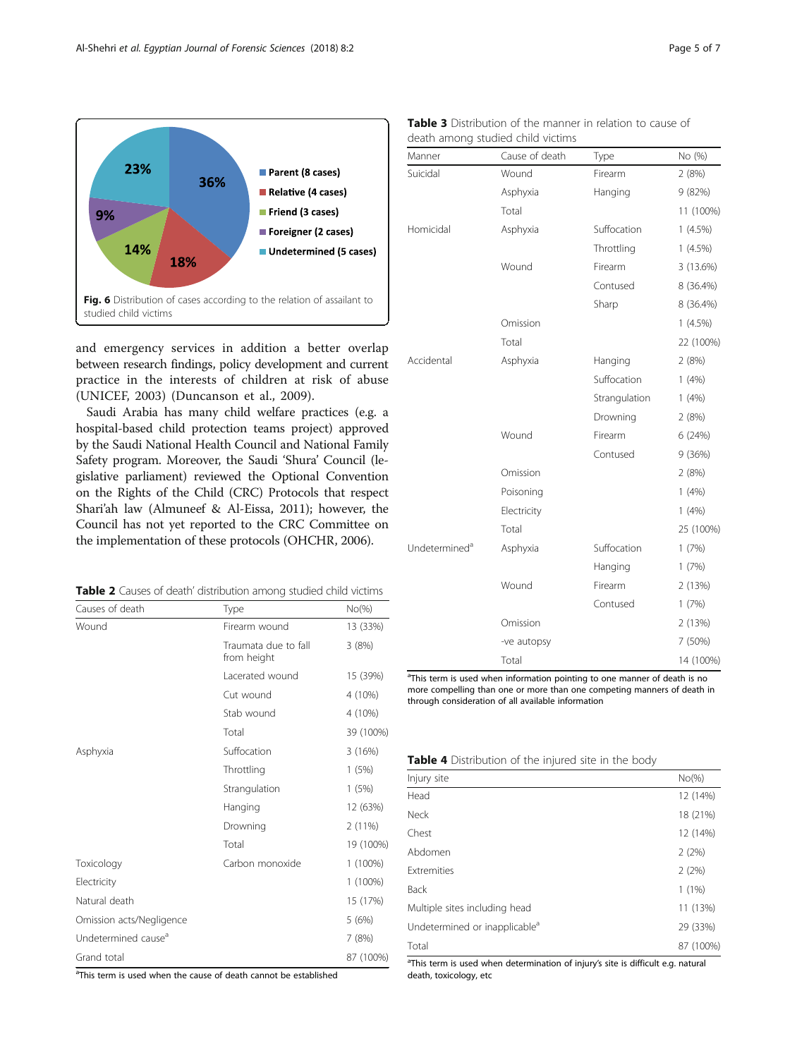Fig. 6 Distribution of cases according to the relation of assailant to studied child victims

and emergency services in addition a better overlap between research findings, policy development and current practice in the interests of children at risk of abuse (UNICEF, 2003) (Duncanson et al., 2009).

Saudi Arabia has many child welfare practices (e.g. a hospital-based child protection teams project) approved by the Saudi National Health Council and National Family Safety program. Moreover, the Saudi 'Shura' Council (legislative parliament) reviewed the Optional Convention on the Rights of the Child (CRC) Protocols that respect Shari'ah law (Almuneef & Al-Eissa, 2011); however, the Council has not yet reported to the CRC Committee on the implementation of these protocols (OHCHR, 2006).

**Table 2** Causes of death' distribution among studied child victims

| Causes of death | Type | No(%) |
|---|---|---|
| Wound | Firearm wound | 13 (33%) |
| | Traumata due to fall from height | 3 (8%) |
| | Lacerated wound | 15 (39%) |
| | Cut wound | 4 (10%) |
| | Stab wound | 4 (10%) |
| | Total | 39 (100%) |
| Asphyxia | Suffocation | 3 (16%) |
| | Throttling | 1 (5%) |
| | Strangulation | 1 (5%) |
| | Hanging | 12 (63%) |
| | Drowning | 2 (11%) |
| | Total | 19 (100%) |
| Toxicology | Carbon monoxide | 1 (100%) |
| Electricity | | 1 (100%) |
| Natural death | | 15 (17%) |
| Omission acts/Negligence | | 5 (6%) |
| Undetermined cause[a] | | 7 (8%) |
| Grand total | | 87 (100%) |

[a]This term is used when the cause of death cannot be established

**Table 3** Distribution of the manner in relation to cause of death among studied child victims

| Manner | Cause of death | Type | No (%) |
|---|---|---|---|
| Suicidal | Wound | Firearm | 2 (8%) |
| | Asphyxia | Hanging | 9 (82%) |
| | Total | | 11 (100%) |
| Homicidal | Asphyxia | Suffocation | 1 (4.5%) |
| | | Throttling | 1 (4.5%) |
| | Wound | Firearm | 3 (13.6%) |
| | | Contused | 8 (36.4%) |
| | | Sharp | 8 (36.4%) |
| | Omission | | 1 (4.5%) |
| | Total | | 22 (100%) |
| Accidental | Asphyxia | Hanging | 2 (8%) |
| | | Suffocation | 1 (4%) |
| | | Strangulation | 1 (4%) |
| | | Drowning | 2 (8%) |
| | Wound | Firearm | 6 (24%) |
| | | Contused | 9 (36%) |
| | Omission | | 2 (8%) |
| | Poisoning | | 1 (4%) |
| | Electricity | | 1 (4%) |
| | Total | | 25 (100%) |
| Undetermined[a] | Asphyxia | Suffocation | 1 (7%) |
| | | Hanging | 1 (7%) |
| | Wound | Firearm | 2 (13%) |
| | | Contused | 1 (7%) |
| | Omission | | 2 (13%) |
| | -ve autopsy | | 7 (50%) |
| | Total | | 14 (100%) |

[a]This term is used when information pointing to one manner of death is no more compelling than one or more than one competing manners of death in through consideration of all available information

**Table 4** Distribution of the injured site in the body

| Injury site | No(%) |
|---|---|
| Head | 12 (14%) |
| Neck | 18 (21%) |
| Chest | 12 (14%) |
| Abdomen | 2 (2%) |
| Extremities | 2 (2%) |
| Back | 1 (1%) |
| Multiple sites including head | 11 (13%) |
| Undetermined or inapplicable[a] | 29 (33%) |
| Total | 87 (100%) |

[a]This term is used when determination of injury's site is difficult e.g. natural death, toxicology, etc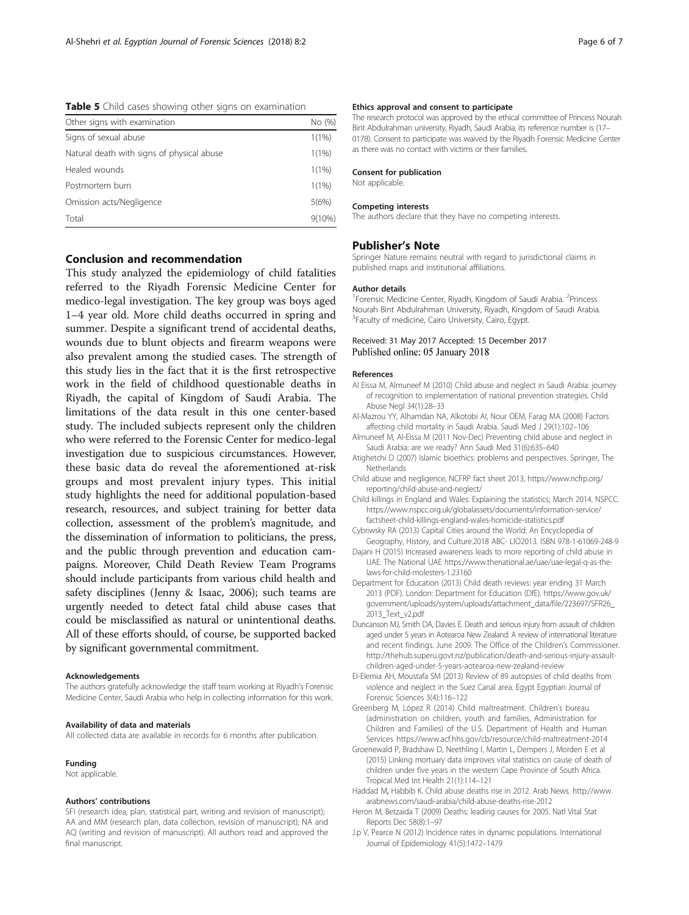**Table 5** Child cases showing other signs on examination

| Other signs with examination | No (%) |
| --- | --- |
| Signs of sexual abuse | 1(1%) |
| Natural death with signs of physical abuse | 1(1%) |
| Healed wounds | 1(1%) |
| Postmortem burn | 1(1%) |
| Omission acts/Negligence | 5(6%) |
| Total | 9(10%) |

## Conclusion and recommendation

This study analyzed the epidemiology of child fatalities referred to the Riyadh Forensic Medicine Center for medico-legal investigation. The key group was boys aged 1–4 year old. More child deaths occurred in spring and summer. Despite a significant trend of accidental deaths, wounds due to blunt objects and firearm weapons were also prevalent among the studied cases. The strength of this study lies in the fact that it is the first retrospective work in the field of childhood questionable deaths in Riyadh, the capital of Kingdom of Saudi Arabia. The limitations of the data result in this one center-based study. The included subjects represent only the children who were referred to the Forensic Center for medico-legal investigation due to suspicious circumstances. However, these basic data do reveal the aforementioned at-risk groups and most prevalent injury types. This initial study highlights the need for additional population-based research, resources, and subject training for better data collection, assessment of the problem's magnitude, and the dissemination of information to politicians, the press, and the public through prevention and education campaigns. Moreover, Child Death Review Team Programs should include participants from various child health and safety disciplines (Jenny & Isaac, 2006); such teams are urgently needed to detect fatal child abuse cases that could be misclassified as natural or unintentional deaths. All of these efforts should, of course, be supported backed by significant governmental commitment.

#### Acknowledgements

The authors gratefully acknowledge the staff team working at Riyadh's Forensic Medicine Center, Saudi Arabia who help in collecting information for this work.

#### Availability of data and materials

All collected data are available in records for 6 months after publication.

#### Funding

Not applicable.

#### Authors' contributions

SFI (research idea, plan, statistical part, writing and revision of manuscript); AA and MM (research plan, data collection, revision of manuscript); NA and AQ (writing and revision of manuscript). All authors read and approved the final manuscript.

#### Ethics approval and consent to participate

The research protocol was approved by the ethical committee of Princess Nourah Bint Abdulrahman university, Riyadh, Saudi Arabia, its reference number is (17–0178). Consent to participate was waived by the Riyadh Forensic Medicine Center as there was no contact with victims or their families.

#### Consent for publication

Not applicable.

#### Competing interests

The authors declare that they have no competing interests.

## Publisher's Note

Springer Nature remains neutral with regard to jurisdictional claims in published maps and institutional affiliations.

#### Author details

[1]Forensic Medicine Center, Riyadh, Kingdom of Saudi Arabia. [2]Princess Nourah Bint Abdulrahman University, Riyadh, Kingdom of Saudi Arabia. [3]Faculty of medicine, Cairo University, Cairo, Egypt.

Received: 31 May 2017 Accepted: 15 December 2017
Published online: 05 January 2018

#### References

Al Eissa M, Almuneef M (2010) Child abuse and neglect in Saudi Arabia: journey of recognition to implementation of national prevention strategies. Child Abuse Negl 34(1):28–33

Al-Mazrou YY, Alhamdan NA, Alkotobi AI, Nour OEM, Farag MA (2008) Factors affecting child mortality in Saudi Arabia. Saudi Med J 29(1):102–106

Almuneef M, Al-Eissa M (2011 Nov-Dec) Preventing child abuse and neglect in Saudi Arabia: are we ready? Ann Saudi Med 31(6):635–640

Atighetchi D (2007) Islamic bioethics: problems and perspectives. Springer, The Netherlands

Child abuse and negligence, NCFRP fact sheet 2013, https://www.ncfrp.org/reporting/child-abuse-and-neglect/

Child killings in England and Wales: Explaining the statistics; March 2014. NSPCC. https://www.nspcc.org.uk/globalassets/documents/information-service/factsheet-child-killings-england-wales-homicide-statistics.pdf

Cybriwsky RA (2013) Capital Cities around the World: An Encyclopedia of Geography, History, and Culture.2018 ABC- LIO2013. ISBN 978-1-61069-248-9

Dajani H (2015) Increased awareness leads to more reporting of child abuse in UAE. The National UAE https://www.thenational.ae/uae/uae-legal-q-as-the-laws-for-child-molesters-1.23160

Department for Education (2013) Child death reviews: year ending 31 March 2013 (PDF). London: Department for Education (DfE). https://www.gov.uk/government/uploads/system/uploads/attachment_data/file/223697/SFR26_2013_Text_v2.pdf

Duncanson MJ, Smith DA, Davies E. Death and serious injury from assault of children aged under 5 years in Aotearoa New Zealand: A review of international literature and recent findings. June 2009. The Office of the Children's Commissioner. http://thehub.superu.govt.nz/publication/death-and-serious-injury-assault-children-aged-under-5-years-aotearoa-new-zealand-review

El-Elemia AH, Moustafa SM (2013) Review of 89 autopsies of child deaths from violence and neglect in the Suez Canal area. Egypt Egyptian Journal of Forensic Sciences 3(4):116–122

Greenberg M, López R (2014) Child maltreatment. Children's bureau (administration on children, youth and families, Administration for Children and Families) of the U.S. Department of Health and Human Services https://www.acf.hhs.gov/cb/resource/child-maltreatment-2014

Groenewald P, Bradshaw D, Neethling I, Martin L, Dempers J, Morden E et al (2015) Linking mortuary data improves vital statistics on cause of death of children under five years in the western Cape Province of South Africa. Tropical Med Int Health 21(1):114–121

Haddad M, Habbib K. Child abuse deaths rise in 2012. Arab News. http://www.arabnews.com/saudi-arabia/child-abuse-deaths-rise-2012

Heron M, Betzaida T (2009) Deaths: leading causes for 2005. Natl Vital Stat Reports Dec 58(8):1–97

J.p V, Pearce N (2012) Incidence rates in dynamic populations. International Journal of Epidemiology 41(5):1472–1479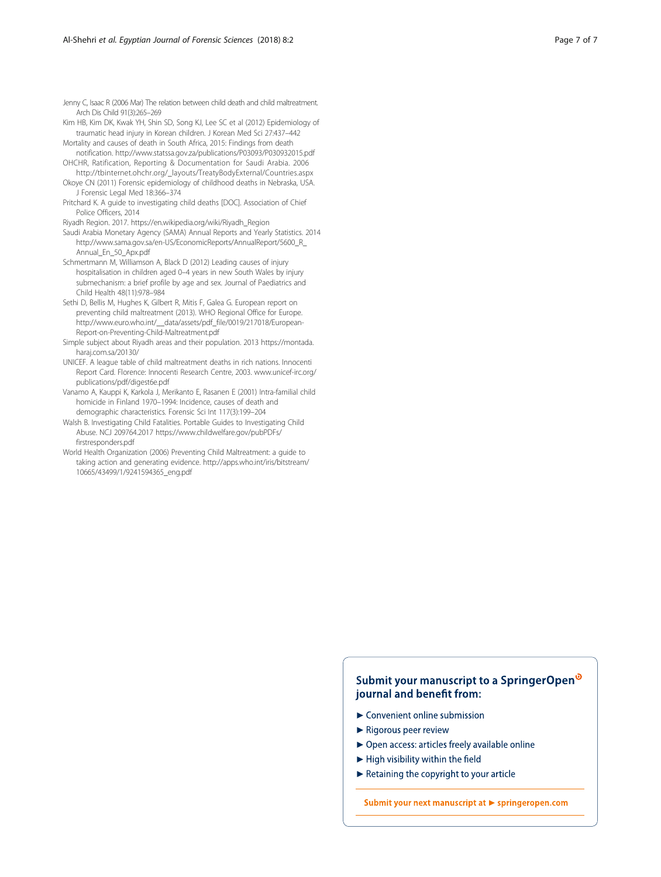Jenny C, Isaac R (2006 Mar) The relation between child death and child maltreatment. Arch Dis Child 91(3):265–269

Kim HB, Kim DK, Kwak YH, Shin SD, Song KJ, Lee SC et al (2012) Epidemiology of traumatic head injury in Korean children. J Korean Med Sci 27:437–442

Mortality and causes of death in South Africa, 2015: Findings from death notification. http://www.statssa.gov.za/publications/P03093/P030932015.pdf

OHCHR, Ratification, Reporting & Documentation for Saudi Arabia. 2006 http://tbinternet.ohchr.org/_layouts/TreatyBodyExternal/Countries.aspx

Okoye CN (2011) Forensic epidemiology of childhood deaths in Nebraska, USA. J Forensic Legal Med 18:366–374

Pritchard K. A guide to investigating child deaths [DOC]. Association of Chief Police Officers, 2014

Riyadh Region. 2017. https://en.wikipedia.org/wiki/Riyadh_Region

Saudi Arabia Monetary Agency (SAMA) Annual Reports and Yearly Statistics. 2014 http://www.sama.gov.sa/en-US/EconomicReports/AnnualReport/5600_R_Annual_En_50_Apx.pdf

Schmertmann M, Williamson A, Black D (2012) Leading causes of injury hospitalisation in children aged 0–4 years in new South Wales by injury submechanism: a brief profile by age and sex. Journal of Paediatrics and Child Health 48(11):978–984

Sethi D, Bellis M, Hughes K, Gilbert R, Mitis F, Galea G. European report on preventing child maltreatment (2013). WHO Regional Office for Europe. http://www.euro.who.int/__data/assets/pdf_file/0019/217018/European-Report-on-Preventing-Child-Maltreatment.pdf

Simple subject about Riyadh areas and their population. 2013 https://montada.haraj.com.sa/20130/

UNICEF. A league table of child maltreatment deaths in rich nations. Innocenti Report Card. Florence: Innocenti Research Centre, 2003. www.unicef-irc.org/publications/pdf/digest6e.pdf

Vanamo A, Kauppi K, Karkola J, Merikanto E, Rasanen E (2001) Intra-familial child homicide in Finland 1970–1994: Incidence, causes of death and demographic characteristics. Forensic Sci Int 117(3):199–204

Walsh B. Investigating Child Fatalities. Portable Guides to Investigating Child Abuse. NCJ 209764.2017 https://www.childwelfare.gov/pubPDFs/firstresponders.pdf

World Health Organization (2006) Preventing Child Maltreatment: a guide to taking action and generating evidence. http://apps.who.int/iris/bitstream/10665/43499/1/9241594365_eng.pdf

**Submit your manuscript to a SpringerOpen journal and benefit from:**

- ► Convenient online submission
- ► Rigorous peer review
- ► Open access: articles freely available online
- ► High visibility within the field
- ► Retaining the copyright to your article

**Submit your next manuscript at ► springeropen.com**